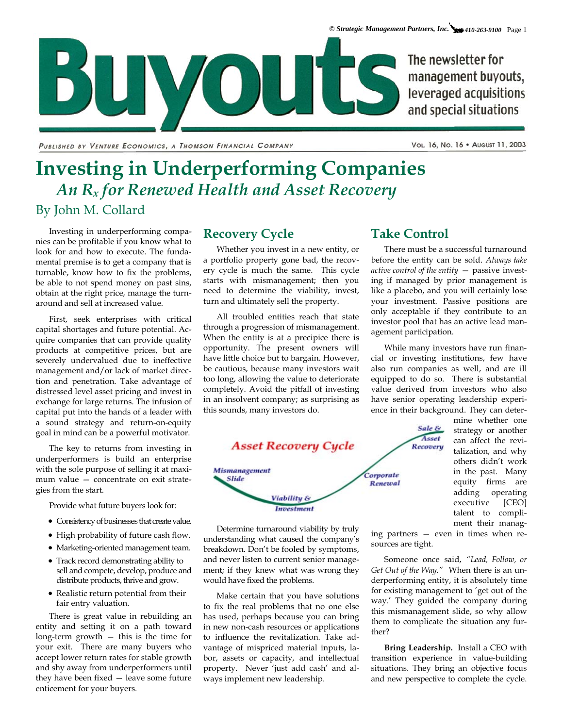# Investing in Underperforming Companies

## *An $R_x$ for Renewed Health and Asset Recovery*

By John M. Collard

Investing in underperforming companies can be profitable if you know what to look for and how to execute. The fundamental premise is to get a company that is turnable, know how to fix the problems, be able to not spend money on past sins, obtain at the right price, manage the turnaround and sell at increased value.

First, seek enterprises with critical capital shortages and future potential. Acquire companies that can provide quality products at competitive prices, but are severely undervalued due to ineffective management and/or lack of market direction and penetration. Take advantage of distressed level asset pricing and invest in exchange for large returns. The infusion of capital put into the hands of a leader with a sound strategy and return-on-equity goal in mind can be a powerful motivator.

The key to returns from investing in underperformers is build an enterprise with the sole purpose of selling it at maximum value — concentrate on exit strategies from the start.

Provide what future buyers look for:

- Consistency of businesses that create value.
- High probability of future cash flow.
- Marketing-oriented management team.
- Track record demonstrating ability to sell and compete, develop, produce and distribute products, thrive and grow.
- Realistic return potential from their fair entry valuation.

There is great value in rebuilding an entity and setting it on a path toward long-term growth — this is the time for your exit. There are many buyers who accept lower return rates for stable growth and shy away from underperformers until they have been fixed — leave some future enticement for your buyers.

## Recovery Cycle

Whether you invest in a new entity, or a portfolio property gone bad, the recovery cycle is much the same. This cycle starts with mismanagement; then you need to determine the viability, invest, turn and ultimately sell the property.

All troubled entities reach that state through a progression of mismanagement. When the entity is at a precipice there is opportunity. The present owners will have little choice but to bargain. However, be cautious, because many investors wait too long, allowing the value to deteriorate completely. Avoid the pitfall of investing in an insolvent company; as surprising as this sounds, many investors do.

**Asset Recovery Cycle**

Mismanagement Slide → Viability & Investment → Corporate Renewal → Sale & Asset Recovery

Determine turnaround viability by truly understanding what caused the company's breakdown. Don't be fooled by symptoms, and never listen to current senior management; if they knew what was wrong they would have fixed the problems.

Make certain that you have solutions to fix the real problems that no one else has used, perhaps because you can bring in new non-cash resources or applications to influence the revitalization. Take advantage of mispriced material inputs, labor, assets or capacity, and intellectual property. Never 'just add cash' and always implement new leadership.

## Take Control

There must be a successful turnaround before the entity can be sold. *Always take active control of the entity* — passive investing if managed by prior management is like a placebo, and you will certainly lose your investment. Passive positions are only acceptable if they contribute to an investor pool that has an active lead management participation.

While many investors have run financial or investing institutions, few have also run companies as well, and are ill equipped to do so. There is substantial value derived from investors who also have senior operating leadership experience in their background. They can determine whether one strategy or another can affect the revitalization, and why others didn't work in the past. Many equity firms are adding operating executive [CEO] talent to compliment their managing partners — even in times when resources are tight.

Someone once said, *"Lead, Follow, or Get Out of the Way."* When there is an underperforming entity, it is absolutely time for existing management to 'get out of the way.' They guided the company during this mismanagement slide, so why allow them to complicate the situation any further?

**Bring Leadership.** Install a CEO with transition experience in value-building situations. They bring an objective focus and new perspective to complete the cycle.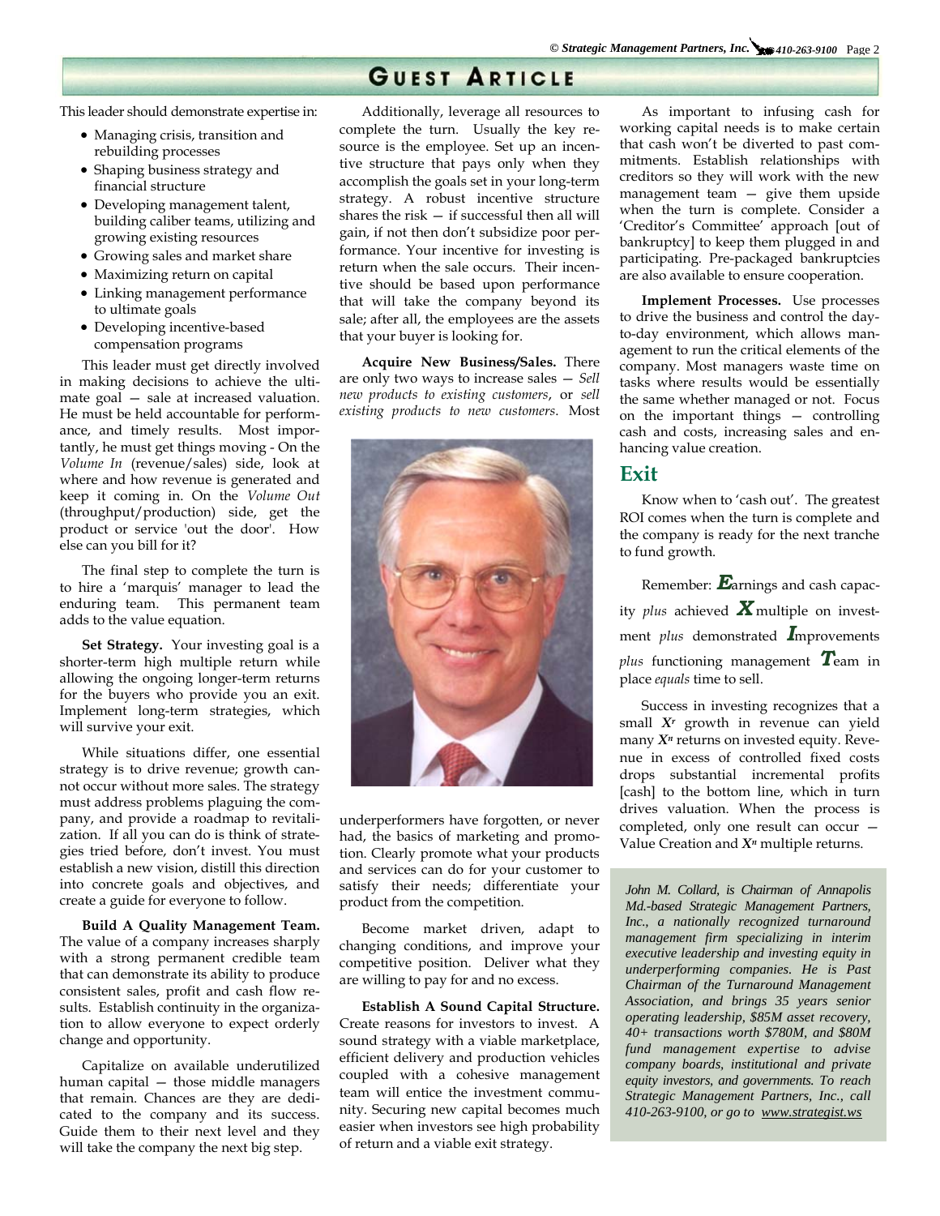# GUEST ARTICLE

This leader should demonstrate expertise in:

- Managing crisis, transition and rebuilding processes
- Shaping business strategy and financial structure
- Developing management talent, building caliber teams, utilizing and growing existing resources
- Growing sales and market share
- Maximizing return on capital
- Linking management performance to ultimate goals
- Developing incentive-based compensation programs

This leader must get directly involved in making decisions to achieve the ultimate goal — sale at increased valuation. He must be held accountable for performance, and timely results. Most importantly, he must get things moving - On the *Volume In* (revenue/sales) side, look at where and how revenue is generated and keep it coming in. On the *Volume Out* (throughput/production) side, get the product or service 'out the door'. How else can you bill for it?

The final step to complete the turn is to hire a 'marquis' manager to lead the enduring team. This permanent team adds to the value equation.

**Set Strategy.** Your investing goal is a shorter-term high multiple return while allowing the ongoing longer-term returns for the buyers who provide you an exit. Implement long-term strategies, which will survive your exit.

While situations differ, one essential strategy is to drive revenue; growth cannot occur without more sales. The strategy must address problems plaguing the company, and provide a roadmap to revitalization. If all you can do is think of strategies tried before, don't invest. You must establish a new vision, distill this direction into concrete goals and objectives, and create a guide for everyone to follow.

**Build A Quality Management Team.** The value of a company increases sharply with a strong permanent credible team that can demonstrate its ability to produce consistent sales, profit and cash flow results. Establish continuity in the organization to allow everyone to expect orderly change and opportunity.

Capitalize on available underutilized human capital — those middle managers that remain. Chances are they are dedicated to the company and its success. Guide them to their next level and they will take the company the next big step.

Additionally, leverage all resources to complete the turn. Usually the key resource is the employee. Set up an incentive structure that pays only when they accomplish the goals set in your long-term strategy. A robust incentive structure shares the risk — if successful then all will gain, if not then don't subsidize poor performance. Your incentive for investing is return when the sale occurs. Their incentive should be based upon performance that will take the company beyond its sale; after all, the employees are the assets that your buyer is looking for.

**Acquire New Business/Sales.** There are only two ways to increase sales — *Sell new products to existing customers*, or *sell existing products to new customers*. Most underperformers have forgotten, or never had, the basics of marketing and promotion. Clearly promote what your products and services can do for your customer to satisfy their needs; differentiate your product from the competition.

Become market driven, adapt to changing conditions, and improve your competitive position. Deliver what they are willing to pay for and no excess.

**Establish A Sound Capital Structure.** Create reasons for investors to invest. A sound strategy with a viable marketplace, efficient delivery and production vehicles coupled with a cohesive management team will entice the investment community. Securing new capital becomes much easier when investors see high probability of return and a viable exit strategy.

As important to infusing cash for working capital needs is to make certain that cash won't be diverted to past commitments. Establish relationships with creditors so they will work with the new management team — give them upside when the turn is complete. Consider a 'Creditor's Committee' approach [out of bankruptcy] to keep them plugged in and participating. Pre-packaged bankruptcies are also available to ensure cooperation.

**Implement Processes.** Use processes to drive the business and control the day-to-day environment, which allows management to run the critical elements of the company. Most managers waste time on tasks where results would be essentially the same whether managed or not. Focus on the important things — controlling cash and costs, increasing sales and enhancing value creation.

## Exit

Know when to 'cash out'. The greatest ROI comes when the turn is complete and the company is ready for the next tranche to fund growth.

Remember: ***E***arnings and cash capacity *plus* achieved ***X*** multiple on investment *plus* demonstrated ***I***mprovements *plus* functioning management ***T***eam in place *equals* time to sell.

Success in investing recognizes that a small $X^r$ growth in revenue can yield many $X^n$ returns on invested equity. Revenue in excess of controlled fixed costs drops substantial incremental profits [cash] to the bottom line, which in turn drives valuation. When the process is completed, only one result can occur — Value Creation and $X^n$ multiple returns.

*John M. Collard, is Chairman of Annapolis Md.-based Strategic Management Partners, Inc., a nationally recognized turnaround management firm specializing in interim executive leadership and investing equity in underperforming companies. He is Past Chairman of the Turnaround Management Association, and brings 35 years senior operating leadership, $85M asset recovery, 40+ transactions worth $780M, and $80M fund management expertise to advise company boards, institutional and private equity investors, and governments. To reach Strategic Management Partners, Inc., call 410-263-9100, or go to www.strategist.ws*